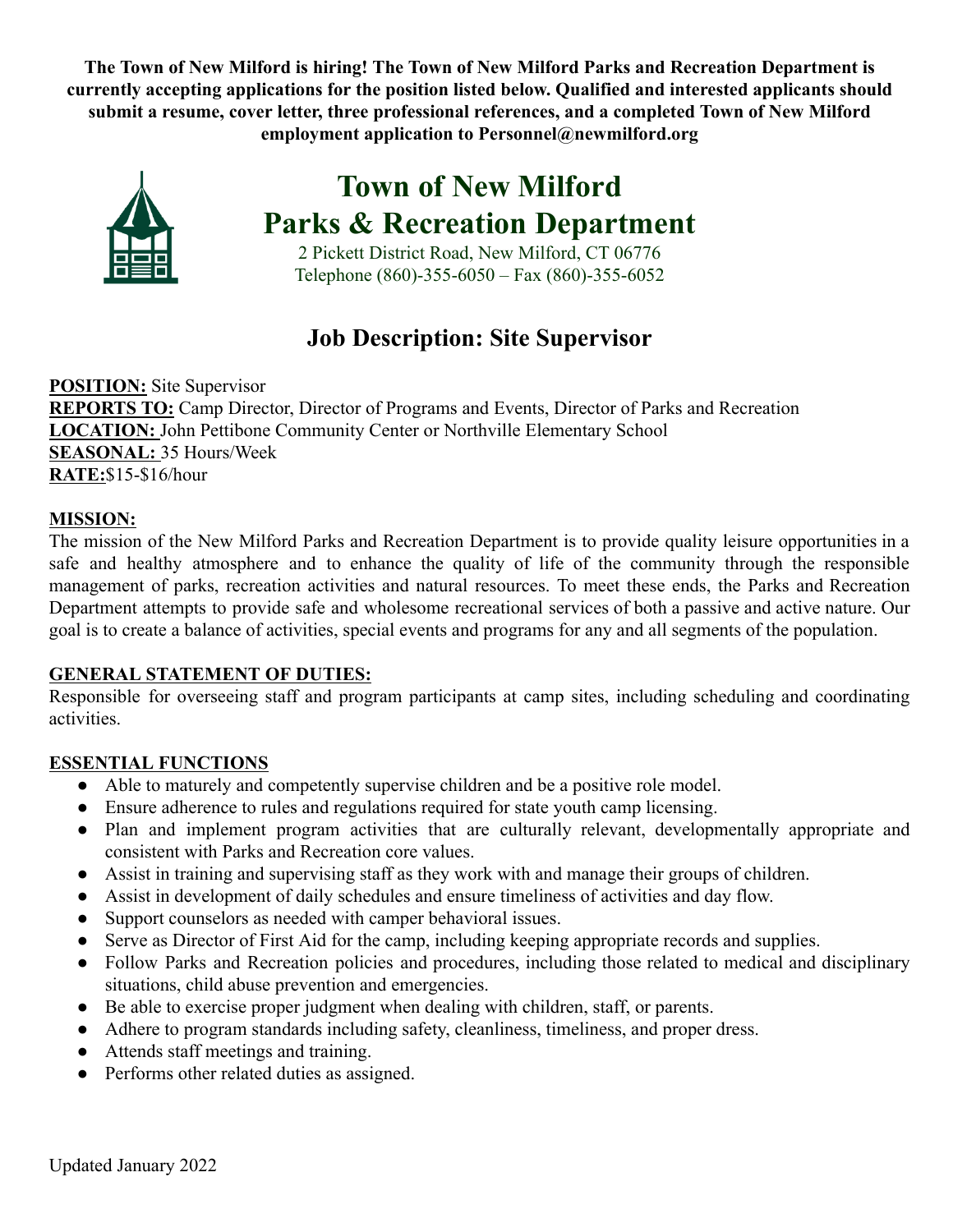**The Town of New Milford is hiring! The Town of New Milford Parks and Recreation Department is currently accepting applications for the position listed below. Qualified and interested applicants should submit a resume, cover letter, three professional references, and a completed Town of New Milford employment application to Personnel@newmilford.org**

# Town of New Milford Parks & Recreation Department

2 Pickett District Road, New Milford, CT 06776
Telephone (860)-355-6050 – Fax (860)-355-6052

## Job Description: Site Supervisor

**POSITION:** Site Supervisor
**REPORTS TO:** Camp Director, Director of Programs and Events, Director of Parks and Recreation
**LOCATION:** John Pettibone Community Center or Northville Elementary School
**SEASONAL:** 35 Hours/Week
**RATE:** $15-$16/hour

**MISSION:**

The mission of the New Milford Parks and Recreation Department is to provide quality leisure opportunities in a safe and healthy atmosphere and to enhance the quality of life of the community through the responsible management of parks, recreation activities and natural resources. To meet these ends, the Parks and Recreation Department attempts to provide safe and wholesome recreational services of both a passive and active nature. Our goal is to create a balance of activities, special events and programs for any and all segments of the population.

**GENERAL STATEMENT OF DUTIES:**

Responsible for overseeing staff and program participants at camp sites, including scheduling and coordinating activities.

**ESSENTIAL FUNCTIONS**

- Able to maturely and competently supervise children and be a positive role model.
- Ensure adherence to rules and regulations required for state youth camp licensing.
- Plan and implement program activities that are culturally relevant, developmentally appropriate and consistent with Parks and Recreation core values.
- Assist in training and supervising staff as they work with and manage their groups of children.
- Assist in development of daily schedules and ensure timeliness of activities and day flow.
- Support counselors as needed with camper behavioral issues.
- Serve as Director of First Aid for the camp, including keeping appropriate records and supplies.
- Follow Parks and Recreation policies and procedures, including those related to medical and disciplinary situations, child abuse prevention and emergencies.
- Be able to exercise proper judgment when dealing with children, staff, or parents.
- Adhere to program standards including safety, cleanliness, timeliness, and proper dress.
- Attends staff meetings and training.
- Performs other related duties as assigned.

Updated January 2022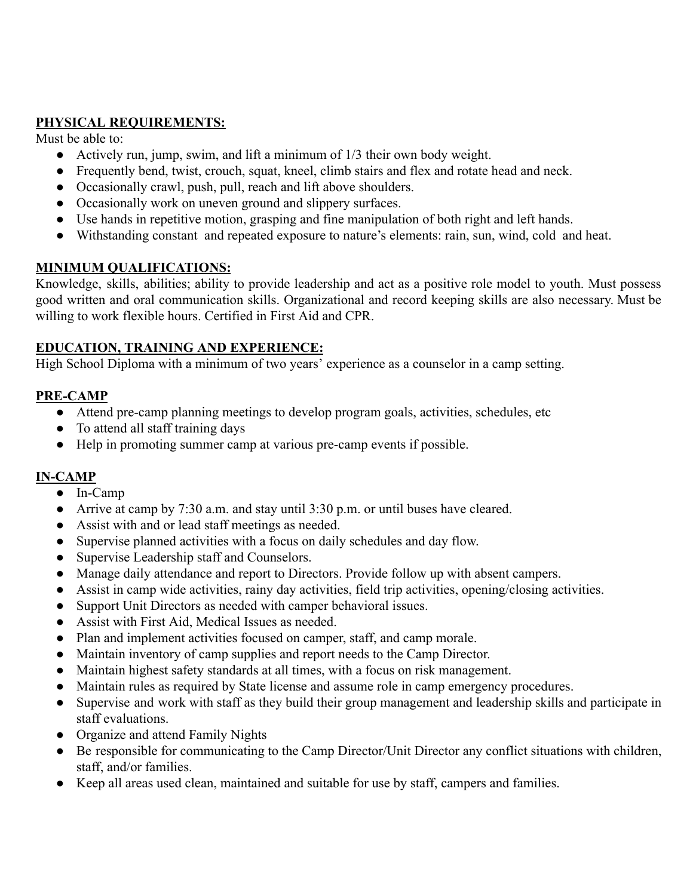**PHYSICAL REQUIREMENTS:**

Must be able to:

- Actively run, jump, swim, and lift a minimum of 1/3 their own body weight.
- Frequently bend, twist, crouch, squat, kneel, climb stairs and flex and rotate head and neck.
- Occasionally crawl, push, pull, reach and lift above shoulders.
- Occasionally work on uneven ground and slippery surfaces.
- Use hands in repetitive motion, grasping and fine manipulation of both right and left hands.
- Withstanding constant and repeated exposure to nature's elements: rain, sun, wind, cold and heat.

**MINIMUM QUALIFICATIONS:**

Knowledge, skills, abilities; ability to provide leadership and act as a positive role model to youth. Must possess good written and oral communication skills. Organizational and record keeping skills are also necessary. Must be willing to work flexible hours. Certified in First Aid and CPR.

**EDUCATION, TRAINING AND EXPERIENCE:**

High School Diploma with a minimum of two years' experience as a counselor in a camp setting.

**PRE-CAMP**

- Attend pre-camp planning meetings to develop program goals, activities, schedules, etc
- To attend all staff training days
- Help in promoting summer camp at various pre-camp events if possible.

**IN-CAMP**

- In-Camp
- Arrive at camp by 7:30 a.m. and stay until 3:30 p.m. or until buses have cleared.
- Assist with and or lead staff meetings as needed.
- Supervise planned activities with a focus on daily schedules and day flow.
- Supervise Leadership staff and Counselors.
- Manage daily attendance and report to Directors. Provide follow up with absent campers.
- Assist in camp wide activities, rainy day activities, field trip activities, opening/closing activities.
- Support Unit Directors as needed with camper behavioral issues.
- Assist with First Aid, Medical Issues as needed.
- Plan and implement activities focused on camper, staff, and camp morale.
- Maintain inventory of camp supplies and report needs to the Camp Director.
- Maintain highest safety standards at all times, with a focus on risk management.
- Maintain rules as required by State license and assume role in camp emergency procedures.
- Supervise and work with staff as they build their group management and leadership skills and participate in staff evaluations.
- Organize and attend Family Nights
- Be responsible for communicating to the Camp Director/Unit Director any conflict situations with children, staff, and/or families.
- Keep all areas used clean, maintained and suitable for use by staff, campers and families.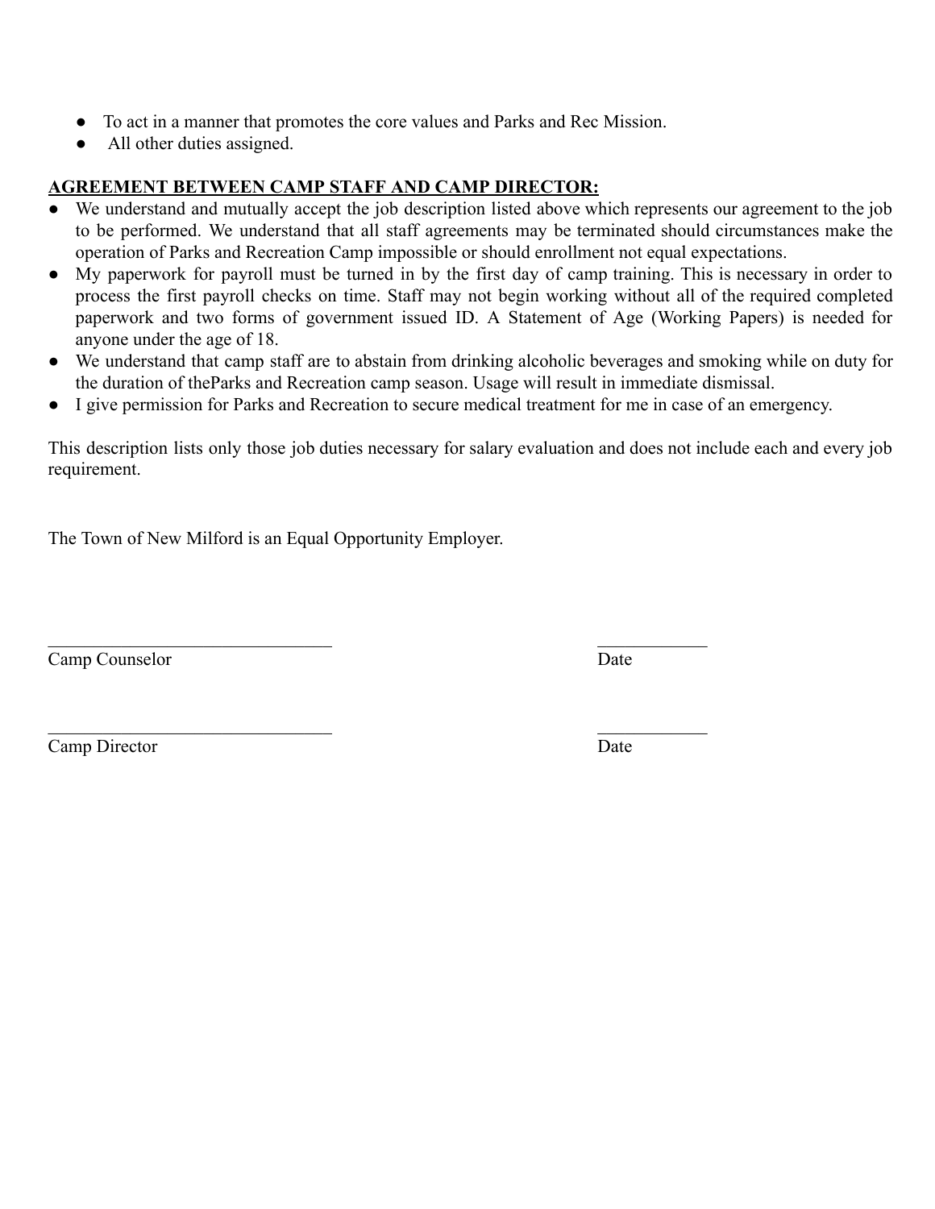- To act in a manner that promotes the core values and Parks and Rec Mission.
- All other duties assigned.

**<u>AGREEMENT BETWEEN CAMP STAFF AND CAMP DIRECTOR:</u>**

- We understand and mutually accept the job description listed above which represents our agreement to the job to be performed. We understand that all staff agreements may be terminated should circumstances make the operation of Parks and Recreation Camp impossible or should enrollment not equal expectations.
- My paperwork for payroll must be turned in by the first day of camp training. This is necessary in order to process the first payroll checks on time. Staff may not begin working without all of the required completed paperwork and two forms of government issued ID. A Statement of Age (Working Papers) is needed for anyone under the age of 18.
- We understand that camp staff are to abstain from drinking alcoholic beverages and smoking while on duty for the duration of theParks and Recreation camp season. Usage will result in immediate dismissal.
- I give permission for Parks and Recreation to secure medical treatment for me in case of an emergency.

This description lists only those job duties necessary for salary evaluation and does not include each and every job requirement.

The Town of New Milford is an Equal Opportunity Employer.

______________________________ ____________

Camp Counselor Date

______________________________ ____________

Camp Director Date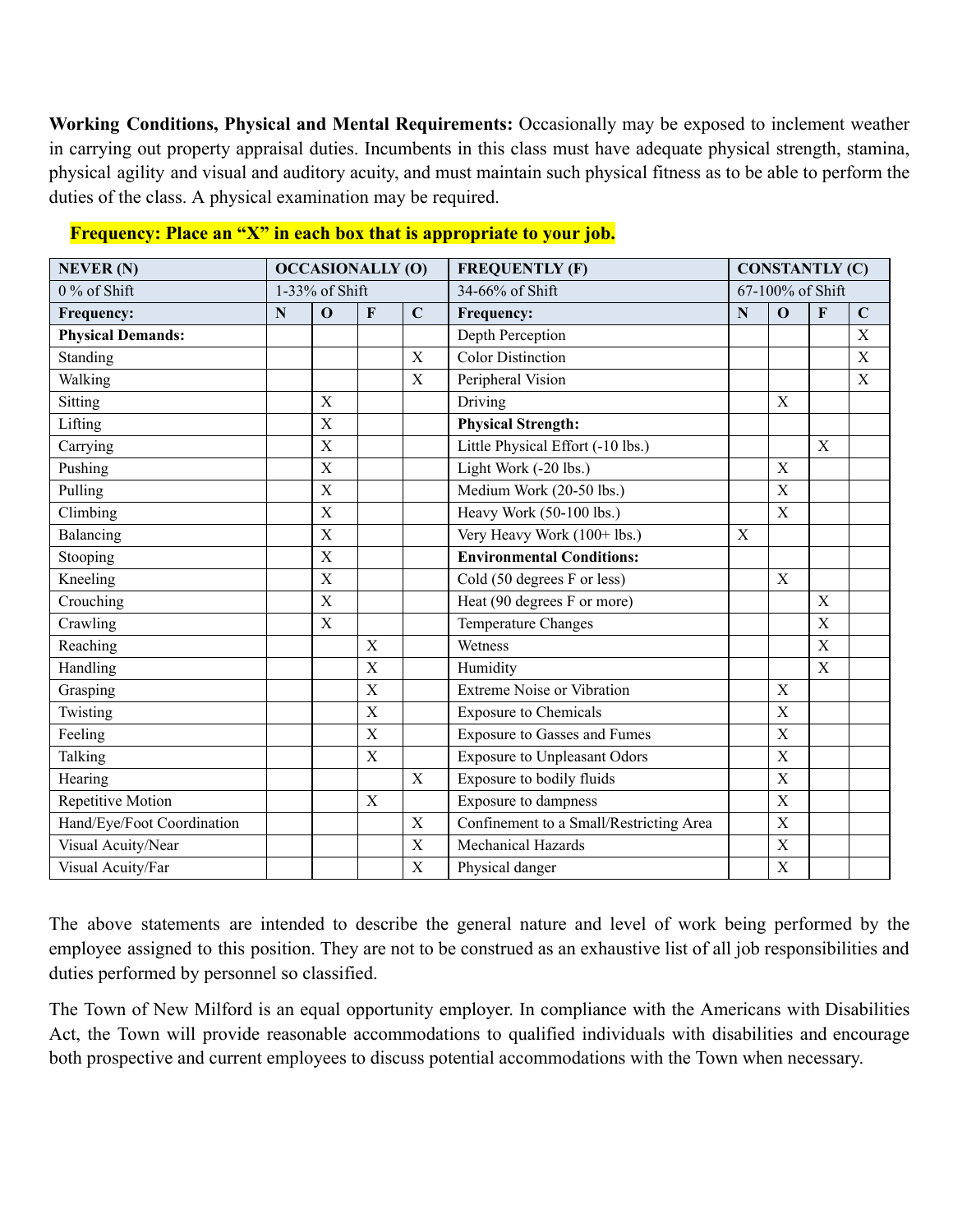**Working Conditions, Physical and Mental Requirements:** Occasionally may be exposed to inclement weather in carrying out property appraisal duties. Incumbents in this class must have adequate physical strength, stamina, physical agility and visual and auditory acuity, and must maintain such physical fitness as to be able to perform the duties of the class. A physical examination may be required.

**Frequency: Place an "X" in each box that is appropriate to your job.**

| NEVER (N) | OCCASIONALLY (O) | | | | FREQUENTLY (F) | CONSTANTLY (C) | | | |
|---|---|---|---|---|---|---|---|---|---|
| 0 % of Shift | 1-33% of Shift | | | | 34-66% of Shift | 67-100% of Shift | | | |
| **Frequency:** | **N** | **O** | **F** | **C** | **Frequency:** | **N** | **O** | **F** | **C** |
| **Physical Demands:** | | | | | Depth Perception | | | | X |
| Standing | | | | X | Color Distinction | | | | X |
| Walking | | | | X | Peripheral Vision | | | | X |
| Sitting | | X | | | Driving | | X | | |
| Lifting | | X | | | **Physical Strength:** | | | | |
| Carrying | | X | | | Little Physical Effort (-10 lbs.) | | | X | |
| Pushing | | X | | | Light Work (-20 lbs.) | | X | | |
| Pulling | | X | | | Medium Work (20-50 lbs.) | | X | | |
| Climbing | | X | | | Heavy Work (50-100 lbs.) | | X | | |
| Balancing | | X | | | Very Heavy Work (100+ lbs.) | X | | | |
| Stooping | | X | | | **Environmental Conditions:** | | | | |
| Kneeling | | X | | | Cold (50 degrees F or less) | | X | | |
| Crouching | | X | | | Heat (90 degrees F or more) | | | X | |
| Crawling | | X | | | Temperature Changes | | | X | |
| Reaching | | | X | | Wetness | | | X | |
| Handling | | | X | | Humidity | | | X | |
| Grasping | | | X | | Extreme Noise or Vibration | | X | | |
| Twisting | | | X | | Exposure to Chemicals | | X | | |
| Feeling | | | X | | Exposure to Gasses and Fumes | | X | | |
| Talking | | | X | | Exposure to Unpleasant Odors | | X | | |
| Hearing | | | | X | Exposure to bodily fluids | | X | | |
| Repetitive Motion | | | X | | Exposure to dampness | | X | | |
| Hand/Eye/Foot Coordination | | | | X | Confinement to a Small/Restricting Area | | X | | |
| Visual Acuity/Near | | | | X | Mechanical Hazards | | X | | |
| Visual Acuity/Far | | | | X | Physical danger | | X | | |

The above statements are intended to describe the general nature and level of work being performed by the employee assigned to this position. They are not to be construed as an exhaustive list of all job responsibilities and duties performed by personnel so classified.

The Town of New Milford is an equal opportunity employer. In compliance with the Americans with Disabilities Act, the Town will provide reasonable accommodations to qualified individuals with disabilities and encourage both prospective and current employees to discuss potential accommodations with the Town when necessary.